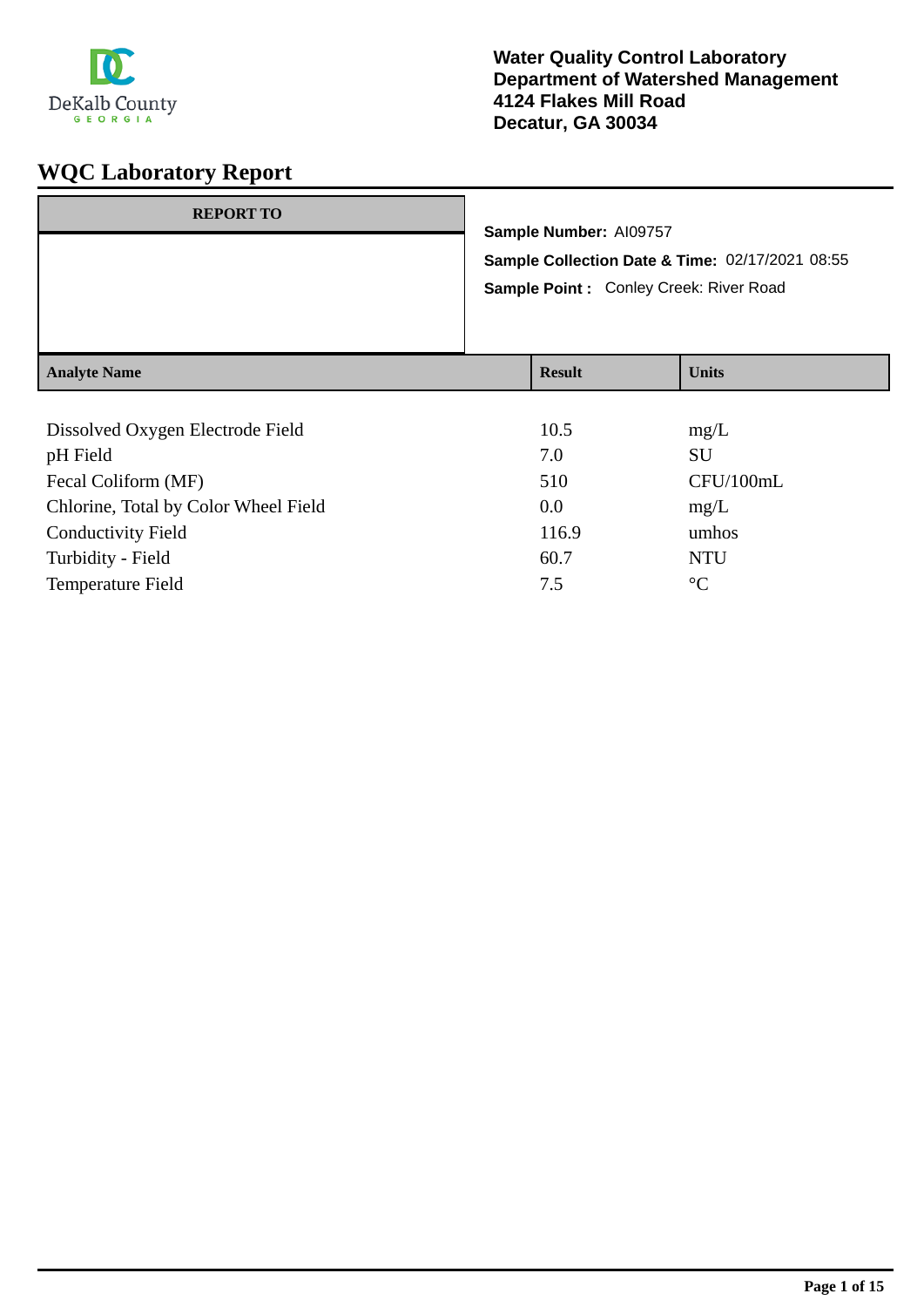DeKalb County GEORGIA

**Water Quality Control Laboratory**
**Department of Watershed Management**
**4124 Flakes Mill Road**
**Decatur, GA 30034**

# WQC Laboratory Report

| REPORT TO |
| --- |
| |

**Sample Number:** AI09757

**Sample Collection Date & Time:** 02/17/2021 08:55

**Sample Point :** Conley Creek: River Road

| Analyte Name | Result | Units |
| --- | --- | --- |
| Dissolved Oxygen Electrode Field | 10.5 | mg/L |
| pH Field | 7.0 | SU |
| Fecal Coliform (MF) | 510 | CFU/100mL |
| Chlorine, Total by Color Wheel Field | 0.0 | mg/L |
| Conductivity Field | 116.9 | umhos |
| Turbidity - Field | 60.7 | NTU |
| Temperature Field | 7.5 | °C |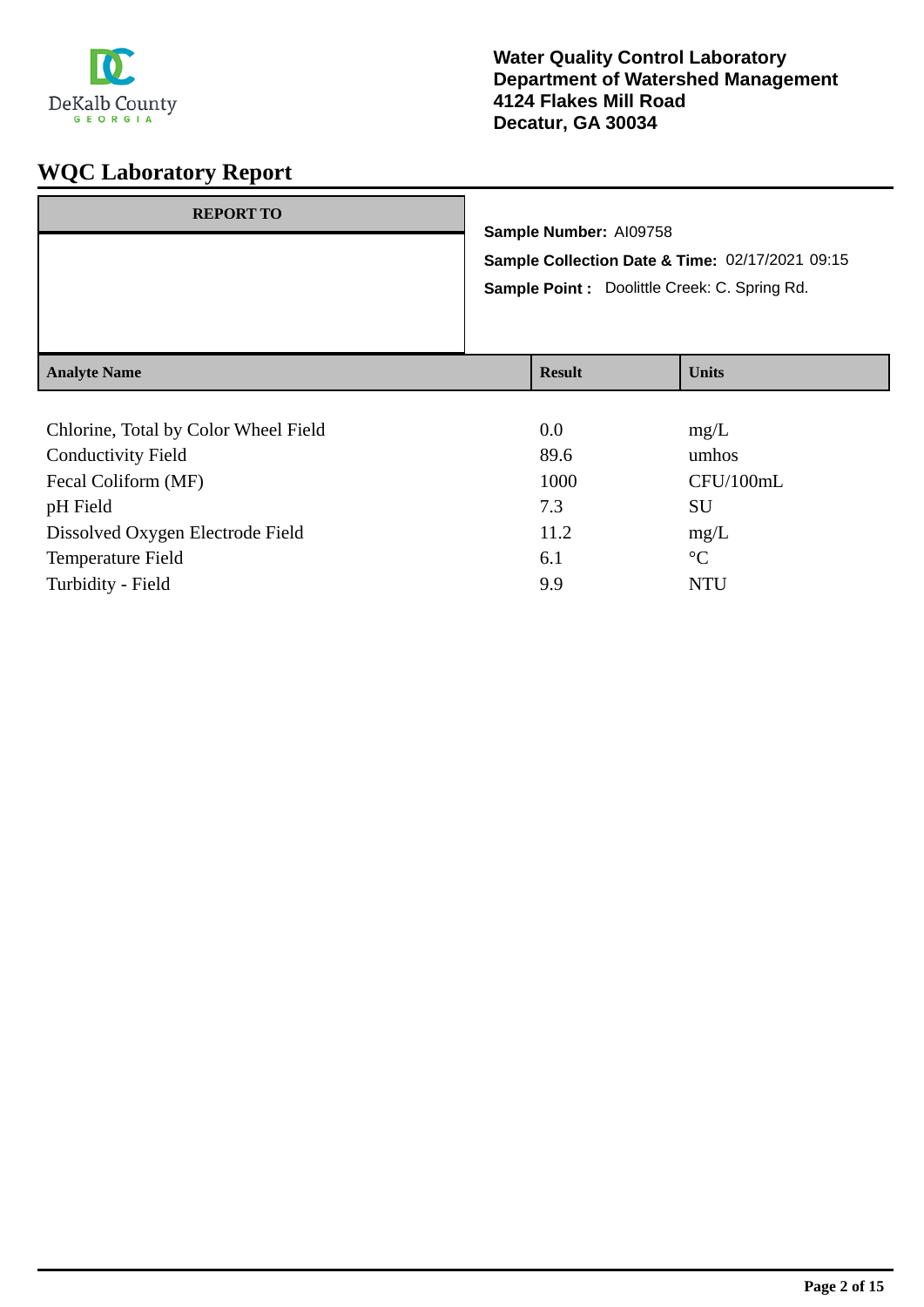DeKalb County GEORGIA

**Water Quality Control Laboratory**
**Department of Watershed Management**
**4124 Flakes Mill Road**
**Decatur, GA 30034**

# WQC Laboratory Report

| REPORT TO |
|---|
| |

**Sample Number:** AI09758

**Sample Collection Date & Time:** 02/17/2021 09:15

**Sample Point :** Doolittle Creek: C. Spring Rd.

| Analyte Name | Result | Units |
|---|---|---|
| Chlorine, Total by Color Wheel Field | 0.0 | mg/L |
| Conductivity Field | 89.6 | umhos |
| Fecal Coliform (MF) | 1000 | CFU/100mL |
| pH Field | 7.3 | SU |
| Dissolved Oxygen Electrode Field | 11.2 | mg/L |
| Temperature Field | 6.1 | °C |
| Turbidity - Field | 9.9 | NTU |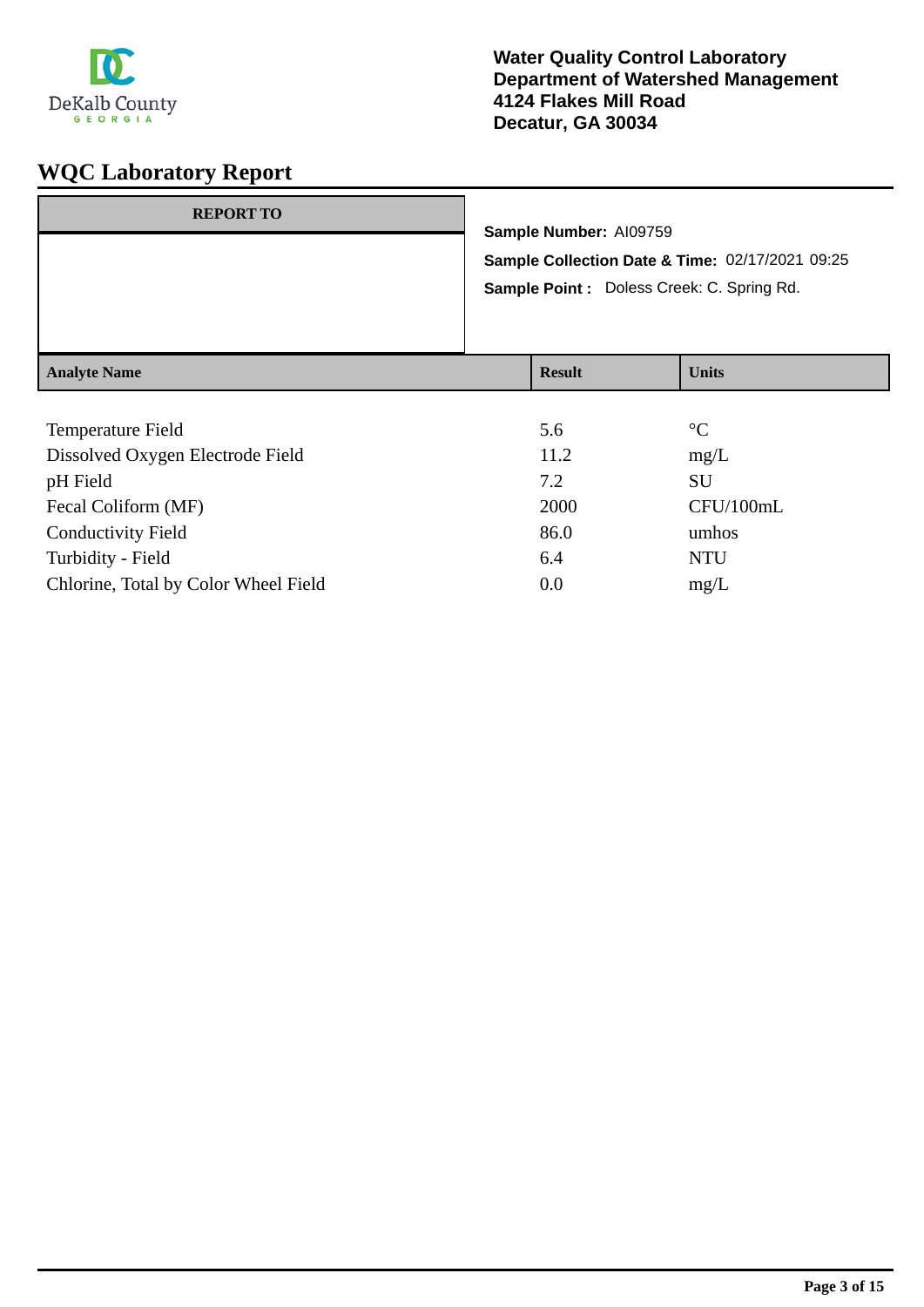**Water Quality Control Laboratory**
**Department of Watershed Management**
**4124 Flakes Mill Road**
**Decatur, GA 30034**

# WQC Laboratory Report

| REPORT TO |
|---|
| |

**Sample Number:** AI09759

**Sample Collection Date & Time:** 02/17/2021 09:25

**Sample Point :** Doless Creek: C. Spring Rd.

| Analyte Name | Result | Units |
|---|---|---|
| Temperature Field | 5.6 | °C |
| Dissolved Oxygen Electrode Field | 11.2 | mg/L |
| pH Field | 7.2 | SU |
| Fecal Coliform (MF) | 2000 | CFU/100mL |
| Conductivity Field | 86.0 | umhos |
| Turbidity - Field | 6.4 | NTU |
| Chlorine, Total by Color Wheel Field | 0.0 | mg/L |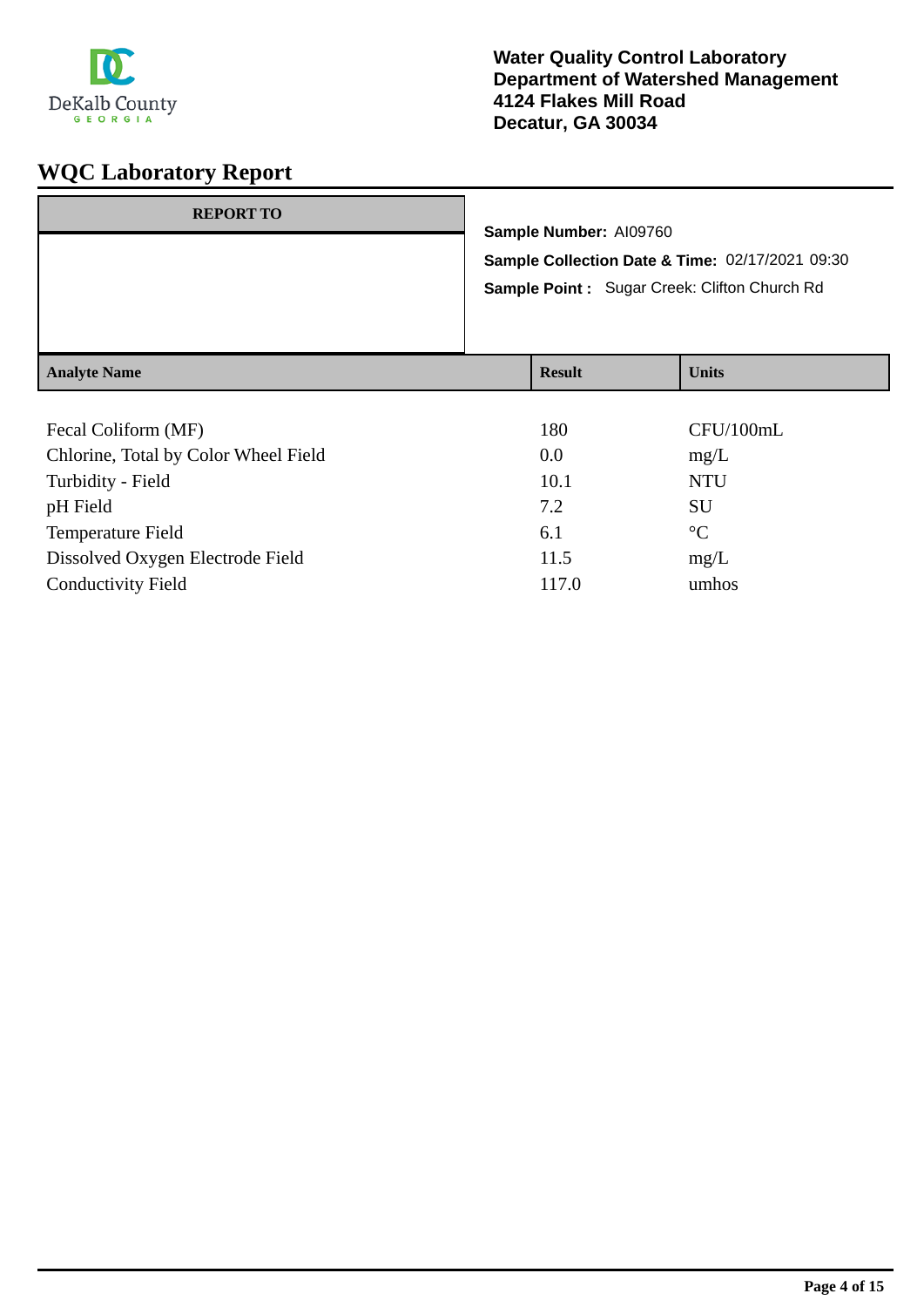Water Quality Control Laboratory
Department of Watershed Management
4124 Flakes Mill Road
Decatur, GA 30034

# WQC Laboratory Report

| REPORT TO |
| --- |
| |

**Sample Number:** AI09760

**Sample Collection Date & Time:** 02/17/2021 09:30

**Sample Point :** Sugar Creek: Clifton Church Rd

| Analyte Name | Result | Units |
| --- | --- | --- |
| Fecal Coliform (MF) | 180 | CFU/100mL |
| Chlorine, Total by Color Wheel Field | 0.0 | mg/L |
| Turbidity - Field | 10.1 | NTU |
| pH Field | 7.2 | SU |
| Temperature Field | 6.1 | °C |
| Dissolved Oxygen Electrode Field | 11.5 | mg/L |
| Conductivity Field | 117.0 | umhos |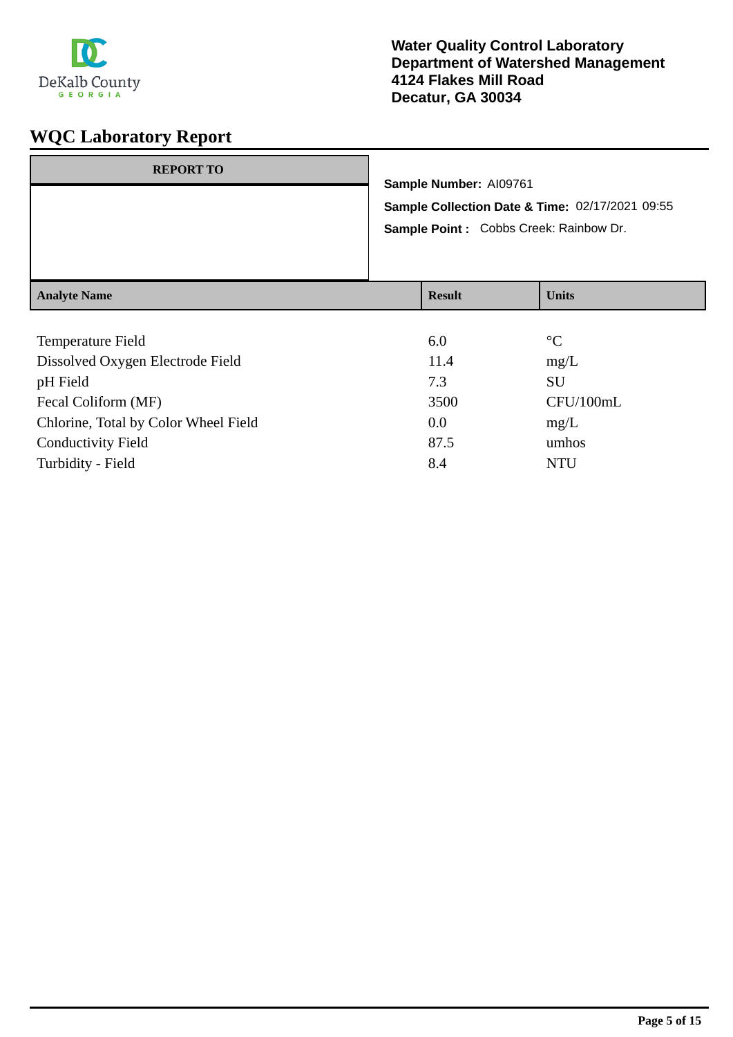DeKalb County
GEORGIA

**Water Quality Control Laboratory**
**Department of Watershed Management**
**4124 Flakes Mill Road**
**Decatur, GA 30034**

# WQC Laboratory Report

| REPORT TO |
|---|
| |

**Sample Number:** AI09761

**Sample Collection Date & Time:** 02/17/2021 09:55

**Sample Point :** Cobbs Creek: Rainbow Dr.

| Analyte Name | Result | Units |
|---|---|---|
| Temperature Field | 6.0 | °C |
| Dissolved Oxygen Electrode Field | 11.4 | mg/L |
| pH Field | 7.3 | SU |
| Fecal Coliform (MF) | 3500 | CFU/100mL |
| Chlorine, Total by Color Wheel Field | 0.0 | mg/L |
| Conductivity Field | 87.5 | umhos |
| Turbidity - Field | 8.4 | NTU |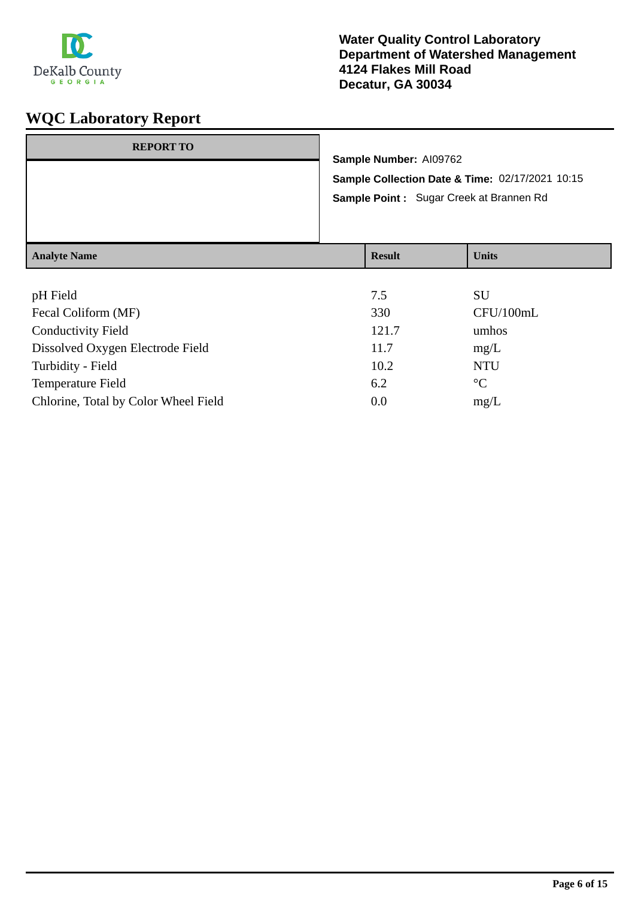Water Quality Control Laboratory
Department of Watershed Management
4124 Flakes Mill Road
Decatur, GA 30034

# WQC Laboratory Report

**REPORT TO**

**Sample Number:** AI09762
**Sample Collection Date & Time:** 02/17/2021 10:15
**Sample Point :** Sugar Creek at Brannen Rd

| Analyte Name | Result | Units |
|---|---|---|
| pH Field | 7.5 | SU |
| Fecal Coliform (MF) | 330 | CFU/100mL |
| Conductivity Field | 121.7 | umhos |
| Dissolved Oxygen Electrode Field | 11.7 | mg/L |
| Turbidity - Field | 10.2 | NTU |
| Temperature Field | 6.2 | °C |
| Chlorine, Total by Color Wheel Field | 0.0 | mg/L |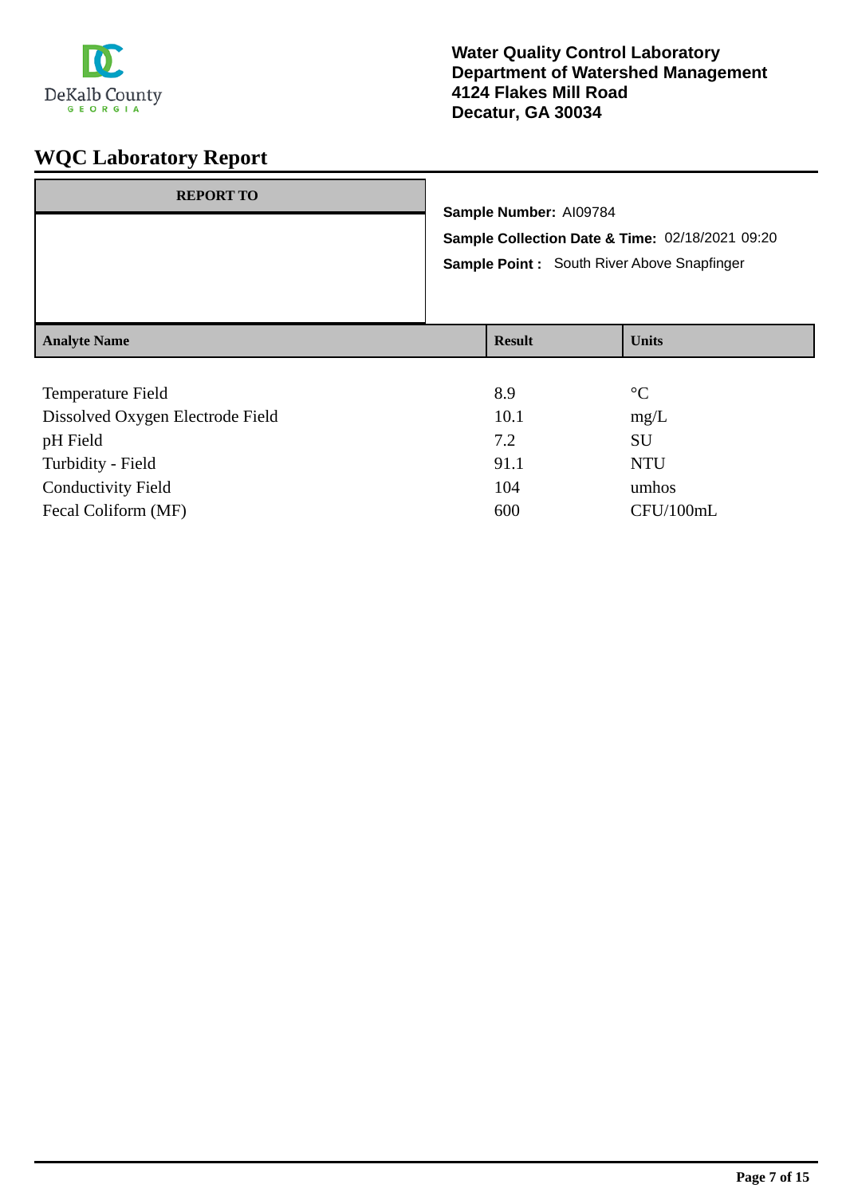**Water Quality Control Laboratory**
**Department of Watershed Management**
**4124 Flakes Mill Road**
**Decatur, GA 30034**

# WQC Laboratory Report

**REPORT TO**

**Sample Number:** AI09784

**Sample Collection Date & Time:** 02/18/2021 09:20

**Sample Point :** South River Above Snapfinger

| Analyte Name | Result | Units |
| --- | --- | --- |
| Temperature Field | 8.9 | °C |
| Dissolved Oxygen Electrode Field | 10.1 | mg/L |
| pH Field | 7.2 | SU |
| Turbidity - Field | 91.1 | NTU |
| Conductivity Field | 104 | umhos |
| Fecal Coliform (MF) | 600 | CFU/100mL |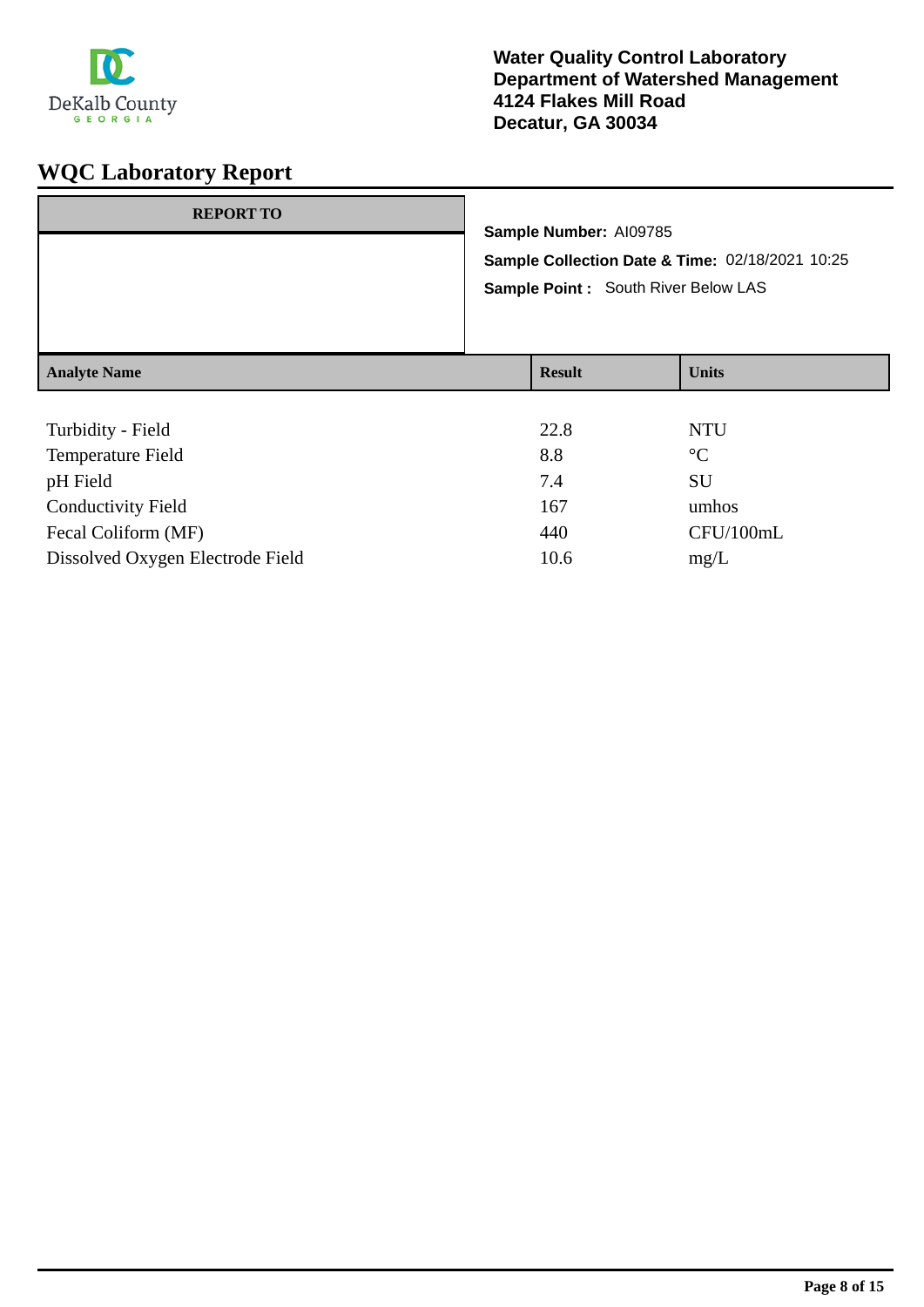Water Quality Control Laboratory
Department of Watershed Management
4124 Flakes Mill Road
Decatur, GA 30034

# WQC Laboratory Report

**REPORT TO**

**Sample Number:** AI09785
**Sample Collection Date & Time:** 02/18/2021 10:25
**Sample Point :** South River Below LAS

| Analyte Name | Result | Units |
|---|---|---|
| Turbidity - Field | 22.8 | NTU |
| Temperature Field | 8.8 | °C |
| pH Field | 7.4 | SU |
| Conductivity Field | 167 | umhos |
| Fecal Coliform (MF) | 440 | CFU/100mL |
| Dissolved Oxygen Electrode Field | 10.6 | mg/L |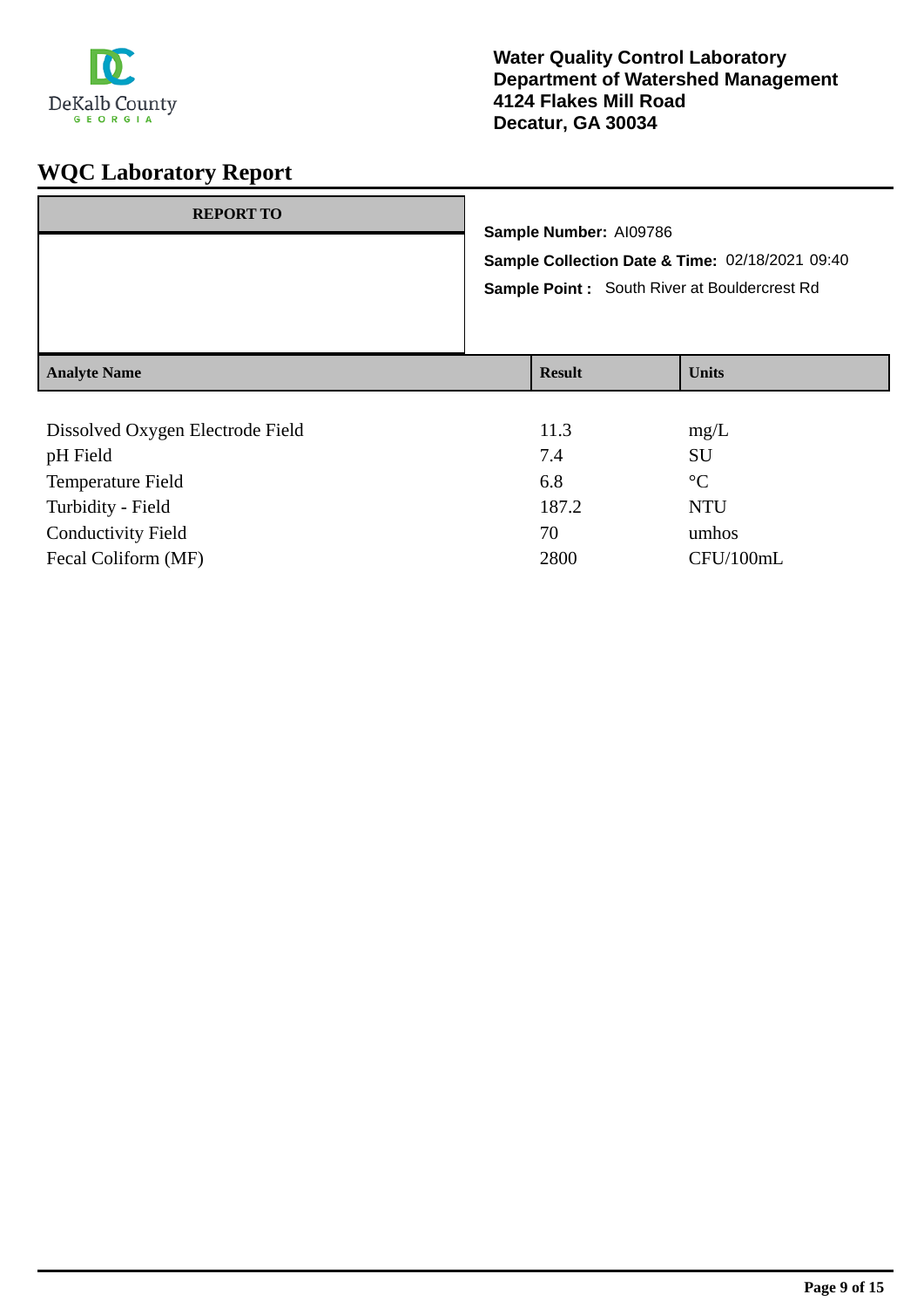Water Quality Control Laboratory
Department of Watershed Management
4124 Flakes Mill Road
Decatur, GA 30034

# WQC Laboratory Report

| REPORT TO |
|---|
| |

**Sample Number:** AI09786

**Sample Collection Date & Time:** 02/18/2021 09:40

**Sample Point :** South River at Bouldercrest Rd

| Analyte Name | Result | Units |
|---|---|---|
| Dissolved Oxygen Electrode Field | 11.3 | mg/L |
| pH Field | 7.4 | SU |
| Temperature Field | 6.8 | °C |
| Turbidity - Field | 187.2 | NTU |
| Conductivity Field | 70 | umhos |
| Fecal Coliform (MF) | 2800 | CFU/100mL |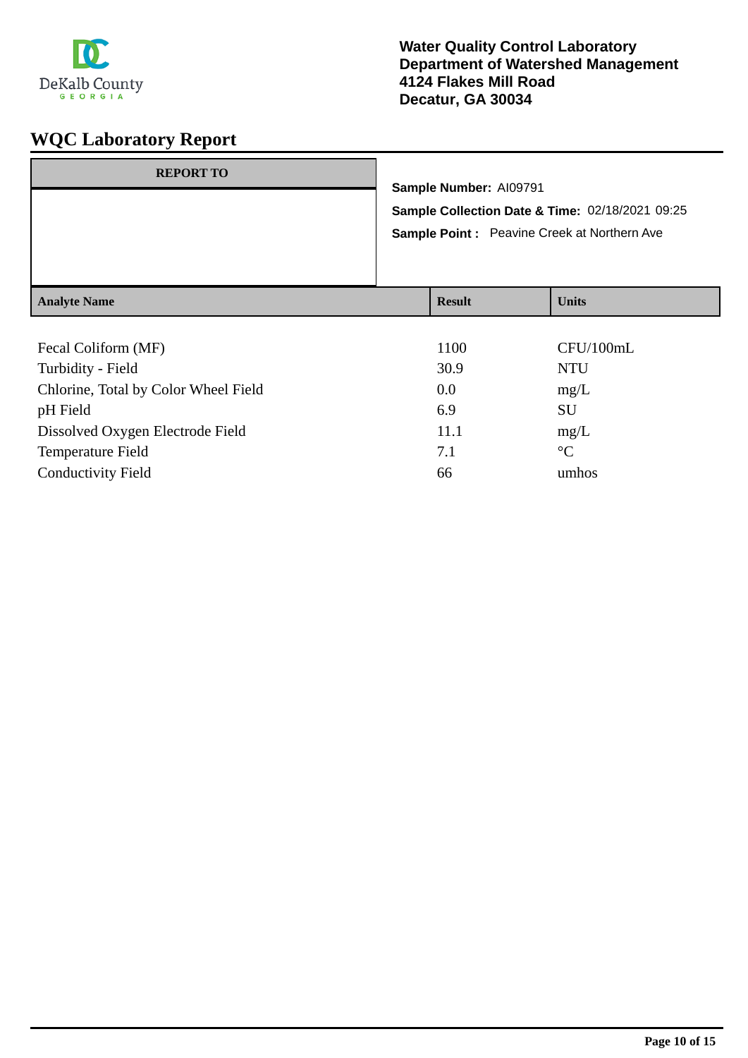DeKalb County
GEORGIA

**Water Quality Control Laboratory**
**Department of Watershed Management**
**4124 Flakes Mill Road**
**Decatur, GA 30034**

# WQC Laboratory Report

| REPORT TO |
|---|
| |

**Sample Number:** AI09791

**Sample Collection Date & Time:** 02/18/2021 09:25

**Sample Point :** Peavine Creek at Northern Ave

| Analyte Name | Result | Units |
|---|---|---|
| Fecal Coliform (MF) | 1100 | CFU/100mL |
| Turbidity - Field | 30.9 | NTU |
| Chlorine, Total by Color Wheel Field | 0.0 | mg/L |
| pH Field | 6.9 | SU |
| Dissolved Oxygen Electrode Field | 11.1 | mg/L |
| Temperature Field | 7.1 | °C |
| Conductivity Field | 66 | umhos |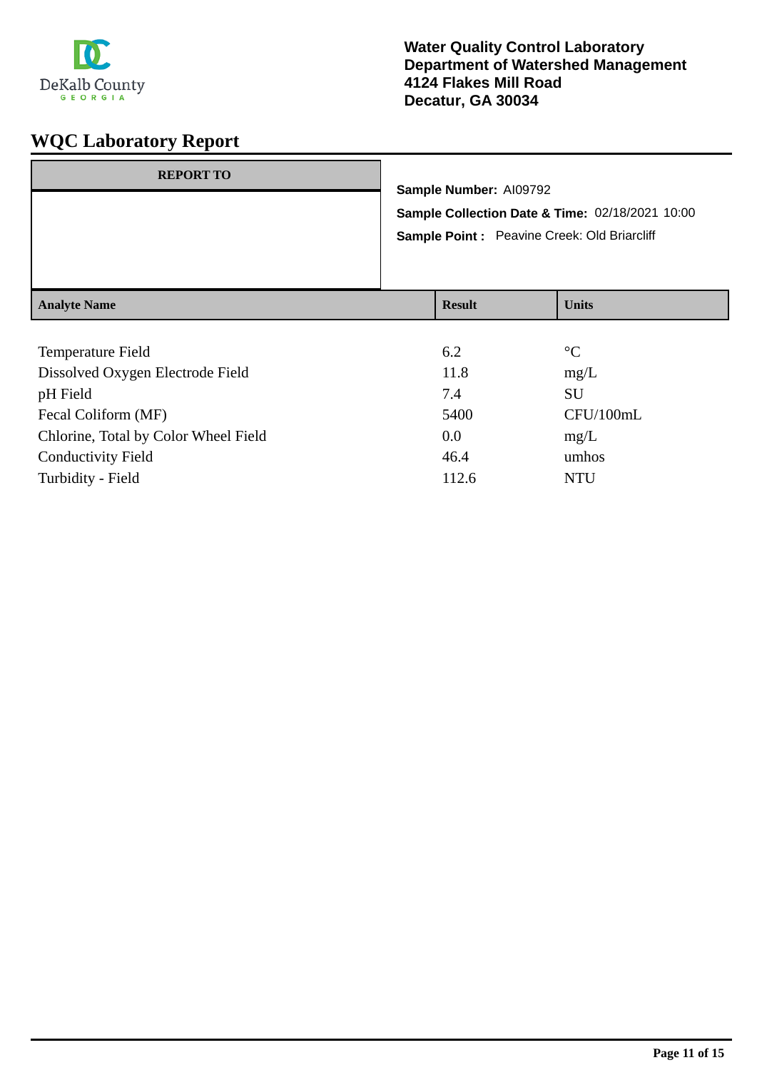Water Quality Control Laboratory
Department of Watershed Management
4124 Flakes Mill Road
Decatur, GA 30034

# WQC Laboratory Report

| REPORT TO |
| --- |
| |

**Sample Number:** AI09792

**Sample Collection Date & Time:** 02/18/2021 10:00

**Sample Point :** Peavine Creek: Old Briarcliff

| Analyte Name | Result | Units |
| --- | --- | --- |
| Temperature Field | 6.2 | °C |
| Dissolved Oxygen Electrode Field | 11.8 | mg/L |
| pH Field | 7.4 | SU |
| Fecal Coliform (MF) | 5400 | CFU/100mL |
| Chlorine, Total by Color Wheel Field | 0.0 | mg/L |
| Conductivity Field | 46.4 | umhos |
| Turbidity - Field | 112.6 | NTU |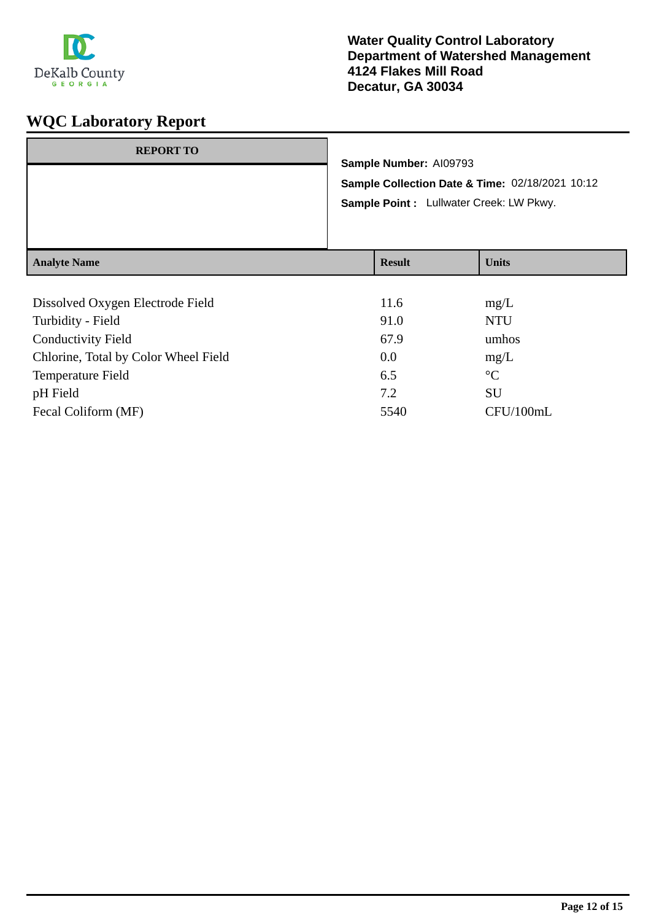DeKalb County
GEORGIA

**Water Quality Control Laboratory**
**Department of Watershed Management**
**4124 Flakes Mill Road**
**Decatur, GA 30034**

# WQC Laboratory Report

| REPORT TO |
|---|
| |

**Sample Number:** AI09793

**Sample Collection Date & Time:** 02/18/2021 10:12

**Sample Point :** Lullwater Creek: LW Pkwy.

| Analyte Name | Result | Units |
|---|---|---|
| Dissolved Oxygen Electrode Field | 11.6 | mg/L |
| Turbidity - Field | 91.0 | NTU |
| Conductivity Field | 67.9 | umhos |
| Chlorine, Total by Color Wheel Field | 0.0 | mg/L |
| Temperature Field | 6.5 | °C |
| pH Field | 7.2 | SU |
| Fecal Coliform (MF) | 5540 | CFU/100mL |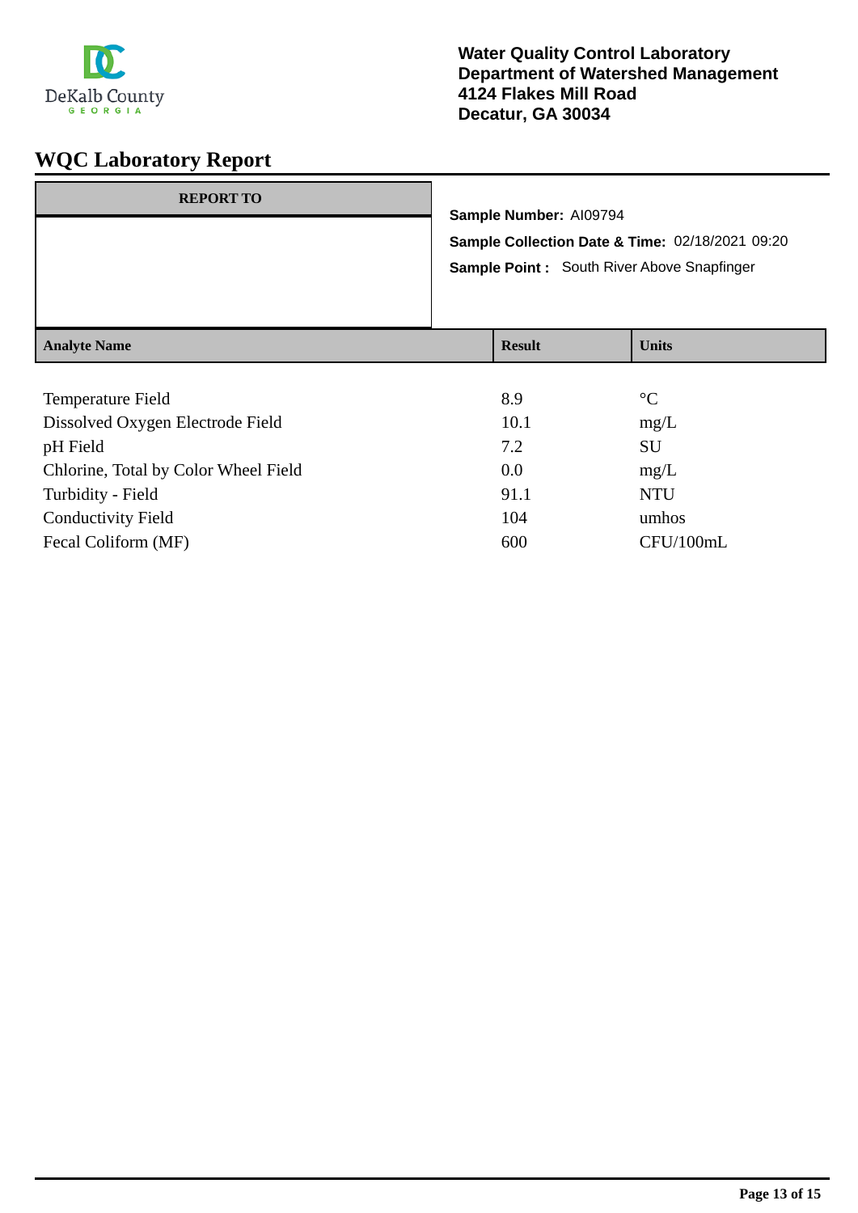DeKalb County
GEORGIA

**Water Quality Control Laboratory**
**Department of Watershed Management**
**4124 Flakes Mill Road**
**Decatur, GA 30034**

# WQC Laboratory Report

**REPORT TO**

**Sample Number:** AI09794
**Sample Collection Date & Time:** 02/18/2021 09:20
**Sample Point :** South River Above Snapfinger

| Analyte Name | Result | Units |
|---|---|---|
| Temperature Field | 8.9 | °C |
| Dissolved Oxygen Electrode Field | 10.1 | mg/L |
| pH Field | 7.2 | SU |
| Chlorine, Total by Color Wheel Field | 0.0 | mg/L |
| Turbidity - Field | 91.1 | NTU |
| Conductivity Field | 104 | umhos |
| Fecal Coliform (MF) | 600 | CFU/100mL |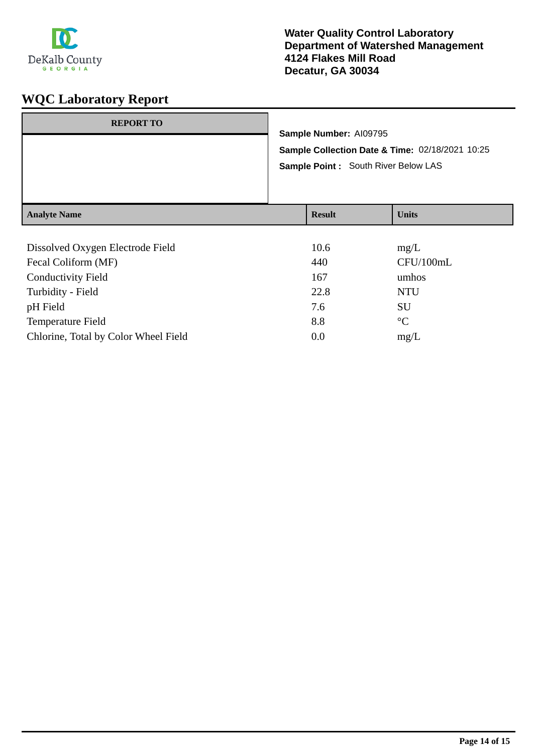**Water Quality Control Laboratory**
**Department of Watershed Management**
**4124 Flakes Mill Road**
**Decatur, GA 30034**

# WQC Laboratory Report

| REPORT TO |
| --- |
| |

**Sample Number:** AI09795

**Sample Collection Date & Time:** 02/18/2021 10:25

**Sample Point :** South River Below LAS

| Analyte Name | Result | Units |
| --- | --- | --- |
| Dissolved Oxygen Electrode Field | 10.6 | mg/L |
| Fecal Coliform (MF) | 440 | CFU/100mL |
| Conductivity Field | 167 | umhos |
| Turbidity - Field | 22.8 | NTU |
| pH Field | 7.6 | SU |
| Temperature Field | 8.8 | °C |
| Chlorine, Total by Color Wheel Field | 0.0 | mg/L |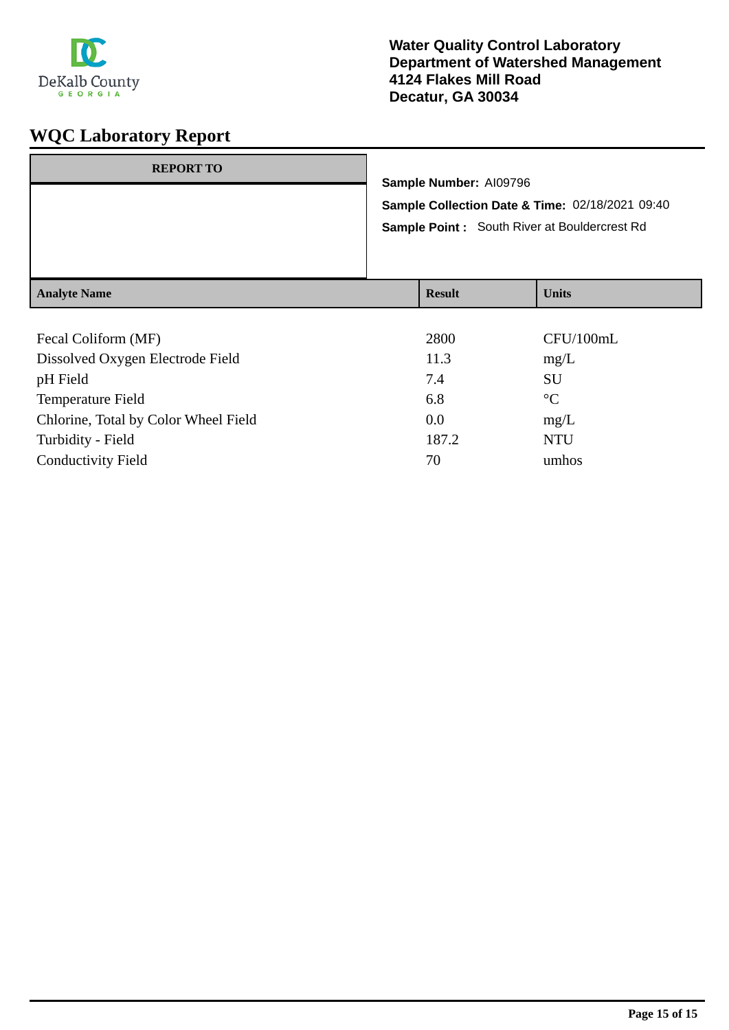**Water Quality Control Laboratory**
**Department of Watershed Management**
**4124 Flakes Mill Road**
**Decatur, GA 30034**

# WQC Laboratory Report

| REPORT TO |
|---|
| |

**Sample Number:** AI09796

**Sample Collection Date & Time:** 02/18/2021 09:40

**Sample Point :** South River at Bouldercrest Rd

| Analyte Name | Result | Units |
|---|---|---|
| Fecal Coliform (MF) | 2800 | CFU/100mL |
| Dissolved Oxygen Electrode Field | 11.3 | mg/L |
| pH Field | 7.4 | SU |
| Temperature Field | 6.8 | °C |
| Chlorine, Total by Color Wheel Field | 0.0 | mg/L |
| Turbidity - Field | 187.2 | NTU |
| Conductivity Field | 70 | umhos |